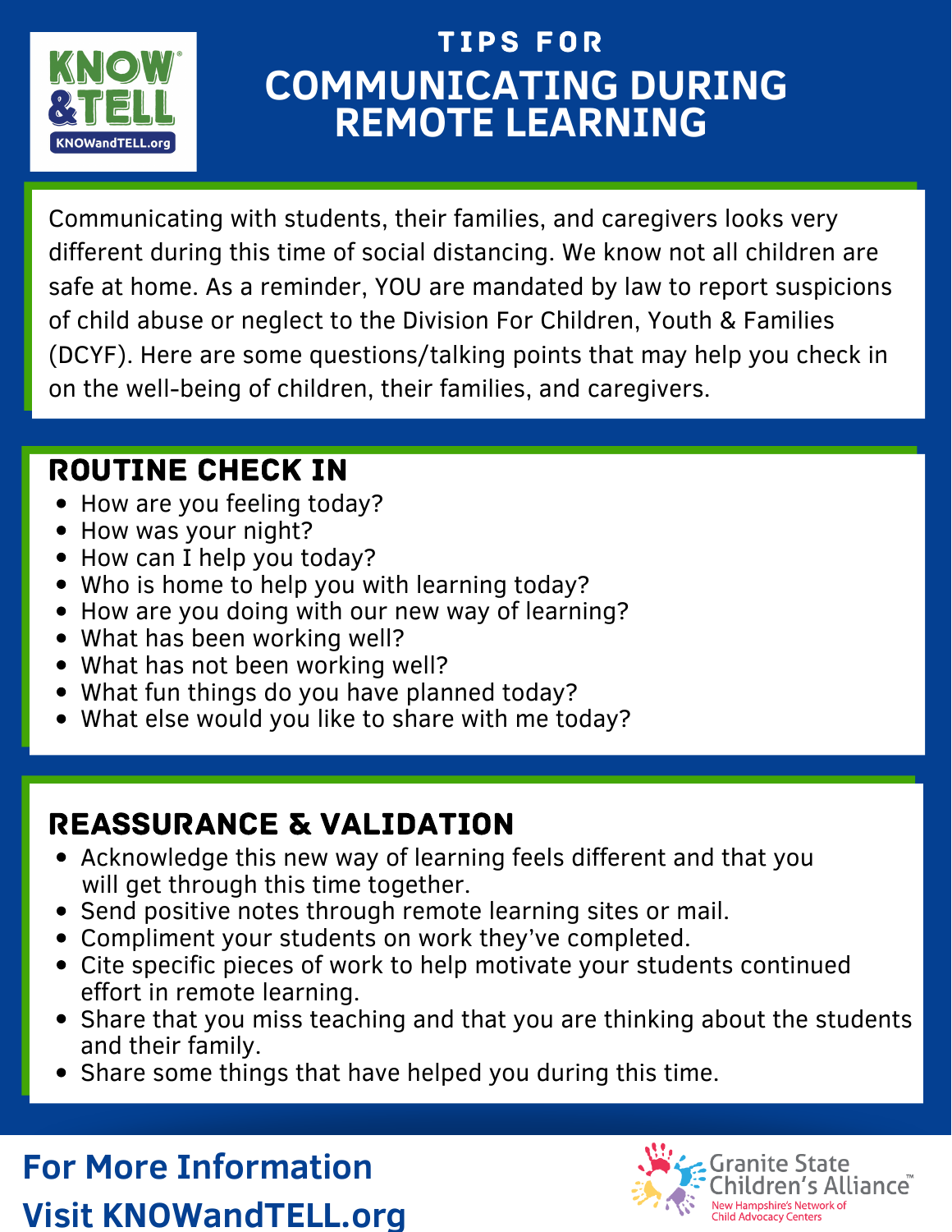KNOW & TELL
KNOWandTELL.org

# TIPS FOR COMMUNICATING DURING REMOTE LEARNING

Communicating with students, their families, and caregivers looks very different during this time of social distancing. We know not all children are safe at home. As a reminder, YOU are mandated by law to report suspicions of child abuse or neglect to the Division For Children, Youth & Families (DCYF). Here are some questions/talking points that may help you check in on the well-being of children, their families, and caregivers.

## ROUTINE CHECK IN

- How are you feeling today?
- How was your night?
- How can I help you today?
- Who is home to help you with learning today?
- How are you doing with our new way of learning?
- What has been working well?
- What has not been working well?
- What fun things do you have planned today?
- What else would you like to share with me today?

## REASSURANCE & VALIDATION

- Acknowledge this new way of learning feels different and that you will get through this time together.
- Send positive notes through remote learning sites or mail.
- Compliment your students on work they've completed.
- Cite specific pieces of work to help motivate your students continued effort in remote learning.
- Share that you miss teaching and that you are thinking about the students and their family.
- Share some things that have helped you during this time.

**For More Information**
**Visit KNOWandTELL.org**

Granite State Children's Alliance™
New Hampshire's Network of Child Advocacy Centers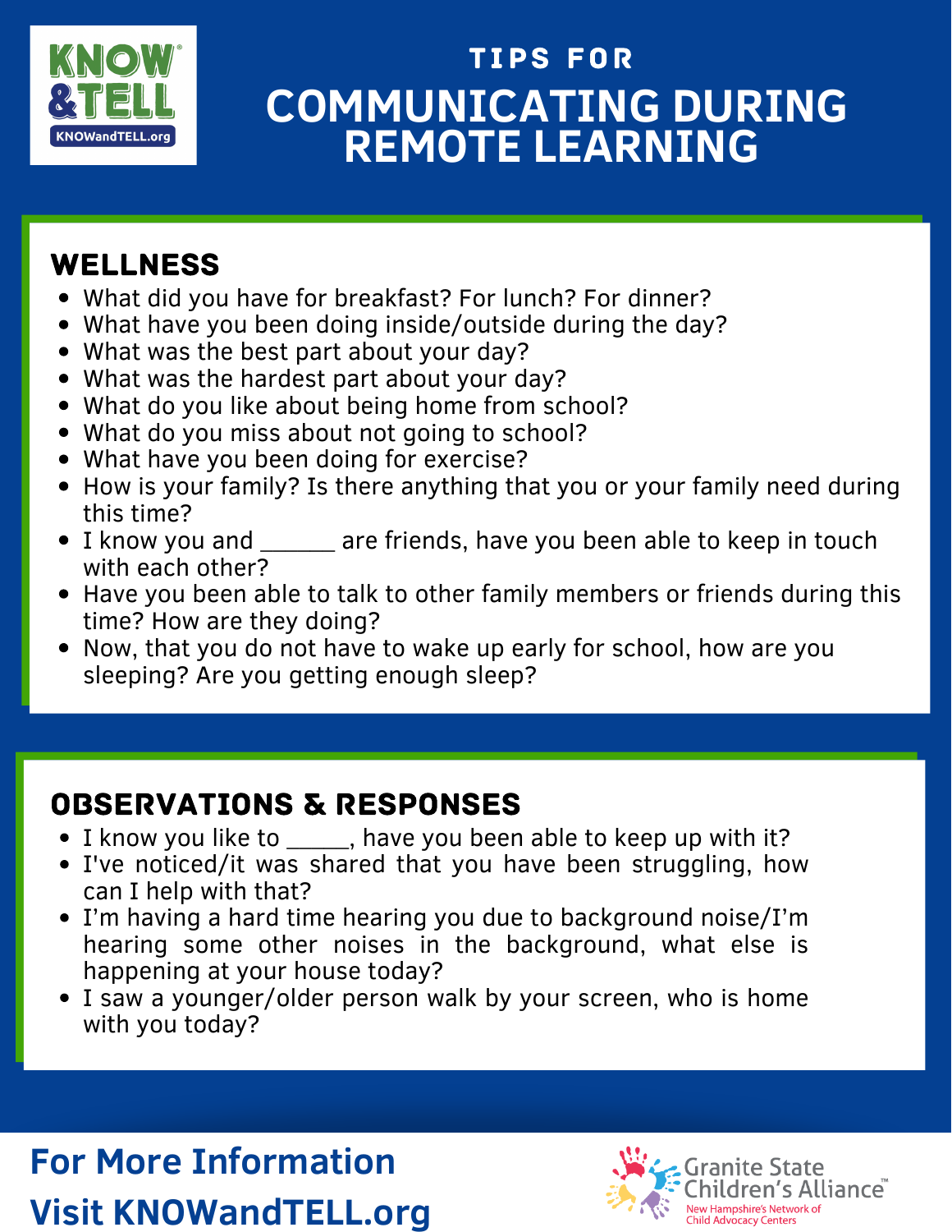KNOW &TELL

KNOWandTELL.org

# TIPS FOR COMMUNICATING DURING REMOTE LEARNING

## WELLNESS

- What did you have for breakfast? For lunch? For dinner?
- What have you been doing inside/outside during the day?
- What was the best part about your day?
- What was the hardest part about your day?
- What do you like about being home from school?
- What do you miss about not going to school?
- What have you been doing for exercise?
- How is your family? Is there anything that you or your family need during this time?
- I know you and ______ are friends, have you been able to keep in touch with each other?
- Have you been able to talk to other family members or friends during this time? How are they doing?
- Now, that you do not have to wake up early for school, how are you sleeping? Are you getting enough sleep?

## OBSERVATIONS & RESPONSES

- I know you like to _____, have you been able to keep up with it?
- I've noticed/it was shared that you have been struggling, how can I help with that?
- I'm having a hard time hearing you due to background noise/I'm hearing some other noises in the background, what else is happening at your house today?
- I saw a younger/older person walk by your screen, who is home with you today?

**For More Information Visit KNOWandTELL.org**

Granite State Children's Alliance™
New Hampshire's Network of Child Advocacy Centers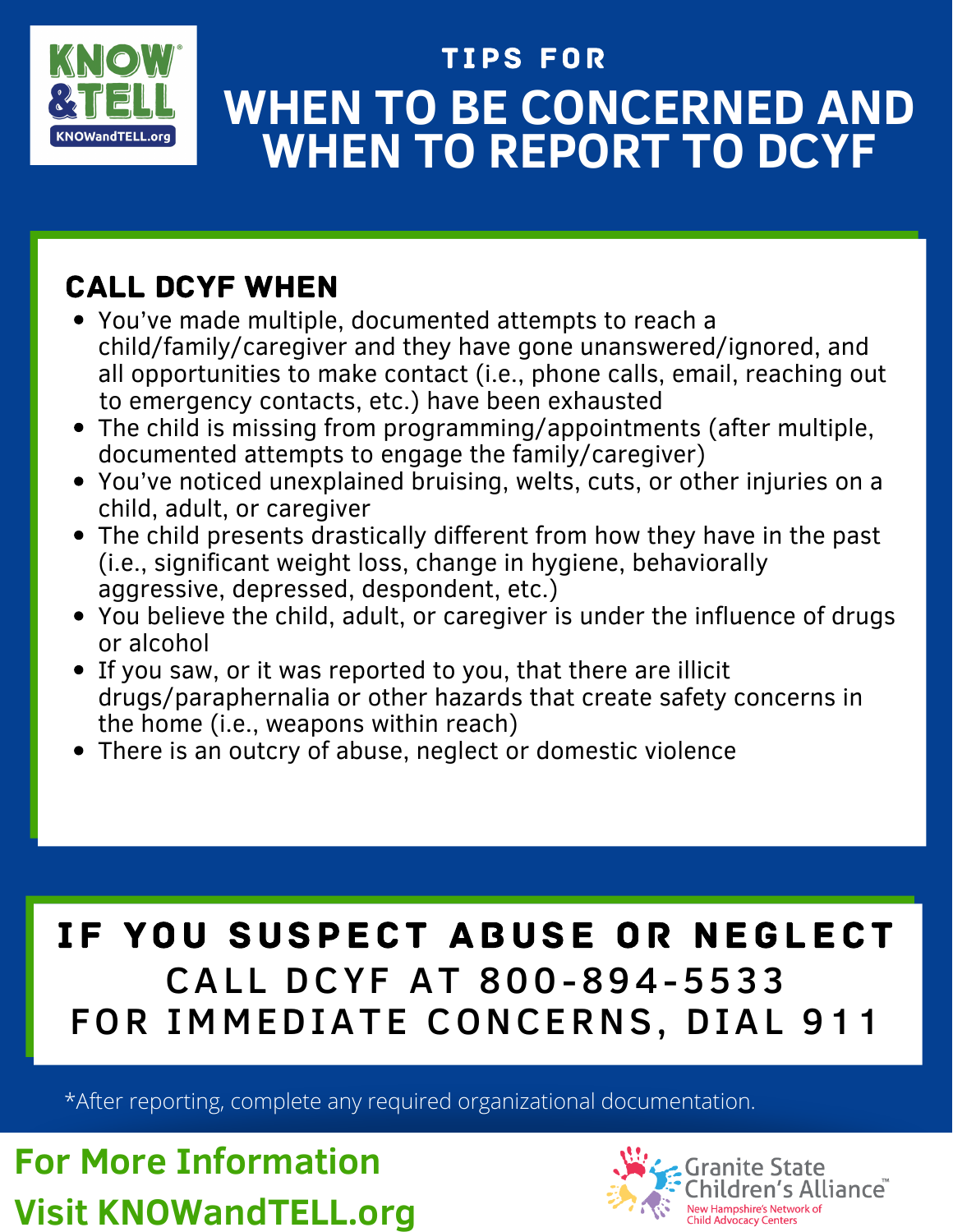KNOW & TELL

KNOWandTELL.org

TIPS FOR

# WHEN TO BE CONCERNED AND WHEN TO REPORT TO DCYF

## CALL DCYF WHEN

- You've made multiple, documented attempts to reach a child/family/caregiver and they have gone unanswered/ignored, and all opportunities to make contact (i.e., phone calls, email, reaching out to emergency contacts, etc.) have been exhausted
- The child is missing from programming/appointments (after multiple, documented attempts to engage the family/caregiver)
- You've noticed unexplained bruising, welts, cuts, or other injuries on a child, adult, or caregiver
- The child presents drastically different from how they have in the past (i.e., significant weight loss, change in hygiene, behaviorally aggressive, depressed, despondent, etc.)
- You believe the child, adult, or caregiver is under the influence of drugs or alcohol
- If you saw, or it was reported to you, that there are illicit drugs/paraphernalia or other hazards that create safety concerns in the home (i.e., weapons within reach)
- There is an outcry of abuse, neglect or domestic violence

**IF YOU SUSPECT ABUSE OR NEGLECT**
**CALL DCYF AT 800-894-5533**
**FOR IMMEDIATE CONCERNS, DIAL 911**

*After reporting, complete any required organizational documentation.

**For More Information**
**Visit KNOWandTELL.org**

Granite State Children's Alliance™
New Hampshire's Network of Child Advocacy Centers